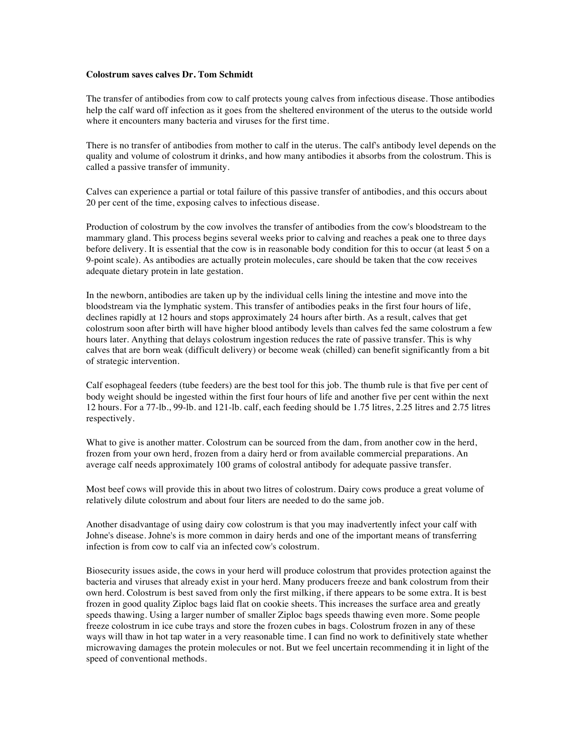**Colostrum saves calves Dr. Tom Schmidt**

The transfer of antibodies from cow to calf protects young calves from infectious disease. Those antibodies help the calf ward off infection as it goes from the sheltered environment of the uterus to the outside world where it encounters many bacteria and viruses for the first time.

There is no transfer of antibodies from mother to calf in the uterus. The calf's antibody level depends on the quality and volume of colostrum it drinks, and how many antibodies it absorbs from the colostrum. This is called a passive transfer of immunity.

Calves can experience a partial or total failure of this passive transfer of antibodies, and this occurs about 20 per cent of the time, exposing calves to infectious disease.

Production of colostrum by the cow involves the transfer of antibodies from the cow's bloodstream to the mammary gland. This process begins several weeks prior to calving and reaches a peak one to three days before delivery. It is essential that the cow is in reasonable body condition for this to occur (at least 5 on a 9-point scale). As antibodies are actually protein molecules, care should be taken that the cow receives adequate dietary protein in late gestation.

In the newborn, antibodies are taken up by the individual cells lining the intestine and move into the bloodstream via the lymphatic system. This transfer of antibodies peaks in the first four hours of life, declines rapidly at 12 hours and stops approximately 24 hours after birth. As a result, calves that get colostrum soon after birth will have higher blood antibody levels than calves fed the same colostrum a few hours later. Anything that delays colostrum ingestion reduces the rate of passive transfer. This is why calves that are born weak (difficult delivery) or become weak (chilled) can benefit significantly from a bit of strategic intervention.

Calf esophageal feeders (tube feeders) are the best tool for this job. The thumb rule is that five per cent of body weight should be ingested within the first four hours of life and another five per cent within the next 12 hours. For a 77-lb., 99-lb. and 121-lb. calf, each feeding should be 1.75 litres, 2.25 litres and 2.75 litres respectively.

What to give is another matter. Colostrum can be sourced from the dam, from another cow in the herd, frozen from your own herd, frozen from a dairy herd or from available commercial preparations. An average calf needs approximately 100 grams of colostral antibody for adequate passive transfer.

Most beef cows will provide this in about two litres of colostrum. Dairy cows produce a great volume of relatively dilute colostrum and about four liters are needed to do the same job.

Another disadvantage of using dairy cow colostrum is that you may inadvertently infect your calf with Johne's disease. Johne's is more common in dairy herds and one of the important means of transferring infection is from cow to calf via an infected cow's colostrum.

Biosecurity issues aside, the cows in your herd will produce colostrum that provides protection against the bacteria and viruses that already exist in your herd. Many producers freeze and bank colostrum from their own herd. Colostrum is best saved from only the first milking, if there appears to be some extra. It is best frozen in good quality Ziploc bags laid flat on cookie sheets. This increases the surface area and greatly speeds thawing. Using a larger number of smaller Ziploc bags speeds thawing even more. Some people freeze colostrum in ice cube trays and store the frozen cubes in bags. Colostrum frozen in any of these ways will thaw in hot tap water in a very reasonable time. I can find no work to definitively state whether microwaving damages the protein molecules or not. But we feel uncertain recommending it in light of the speed of conventional methods.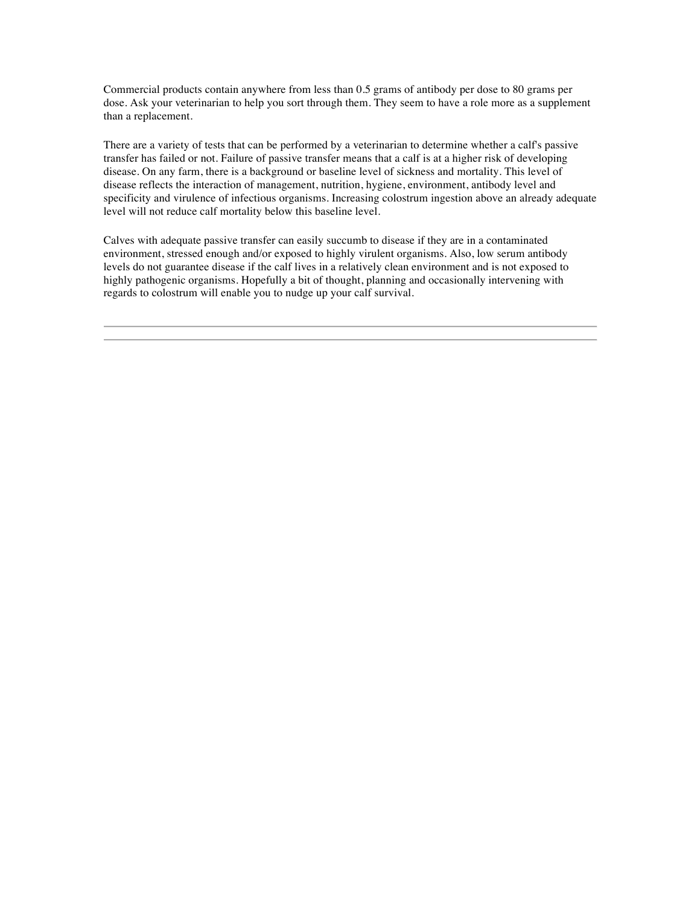Commercial products contain anywhere from less than 0.5 grams of antibody per dose to 80 grams per dose. Ask your veterinarian to help you sort through them. They seem to have a role more as a supplement than a replacement.

There are a variety of tests that can be performed by a veterinarian to determine whether a calf's passive transfer has failed or not. Failure of passive transfer means that a calf is at a higher risk of developing disease. On any farm, there is a background or baseline level of sickness and mortality. This level of disease reflects the interaction of management, nutrition, hygiene, environment, antibody level and specificity and virulence of infectious organisms. Increasing colostrum ingestion above an already adequate level will not reduce calf mortality below this baseline level.

Calves with adequate passive transfer can easily succumb to disease if they are in a contaminated environment, stressed enough and/or exposed to highly virulent organisms. Also, low serum antibody levels do not guarantee disease if the calf lives in a relatively clean environment and is not exposed to highly pathogenic organisms. Hopefully a bit of thought, planning and occasionally intervening with regards to colostrum will enable you to nudge up your calf survival.

---